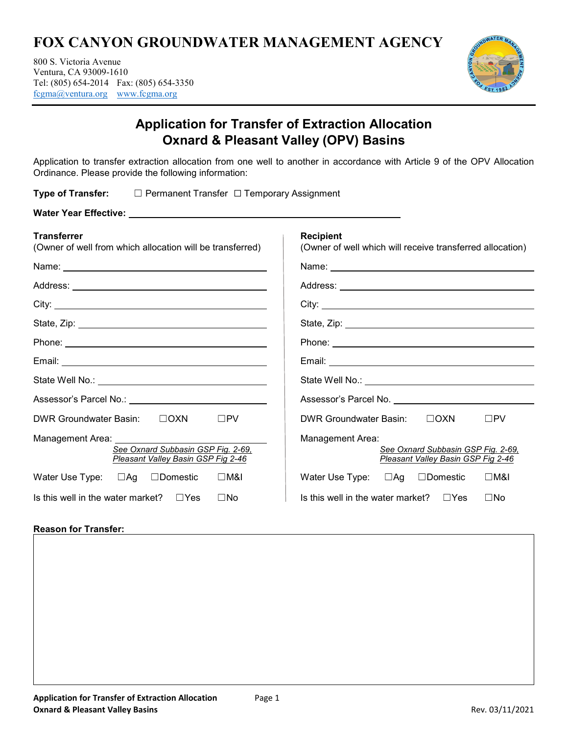# FOX CANYON GROUNDWATER MANAGEMENT AGENCY

800 S. Victoria Avenue
Ventura, CA 93009-1610
Tel: (805) 654-2014 Fax: (805) 654-3350
fcgma@ventura.org www.fcgma.org

## Application for Transfer of Extraction Allocation
## Oxnard & Pleasant Valley (OPV) Basins

Application to transfer extraction allocation from one well to another in accordance with Article 9 of the OPV Allocation Ordinance. Please provide the following information:

**Type of Transfer:** ☐ Permanent Transfer ☐ Temporary Assignment

**Water Year Effective:** ______________________________

**Transferrer**
(Owner of well from which allocation will be transferred)

Name: ______________________________

Address: ______________________________

City: ______________________________

State, Zip: ______________________________

Phone: ______________________________

Email: ______________________________

State Well No.: ______________________________

Assessor's Parcel No.: ______________________________

DWR Groundwater Basin: ☐OXN ☐PV

Management Area: ______________________________
*See Oxnard Subbasin GSP Fig. 2-69, Pleasant Valley Basin GSP Fig 2-46*

Water Use Type: ☐Ag ☐Domestic ☐M&I

Is this well in the water market? ☐Yes ☐No

**Recipient**
(Owner of well which will receive transferred allocation)

Name: ______________________________

Address: ______________________________

City: ______________________________

State, Zip: ______________________________

Phone: ______________________________

Email: ______________________________

State Well No.: ______________________________

Assessor's Parcel No. ______________________________

DWR Groundwater Basin: ☐OXN ☐PV

Management Area:
*See Oxnard Subbasin GSP Fig. 2-69, Pleasant Valley Basin GSP Fig 2-46*

Water Use Type: ☐Ag ☐Domestic ☐M&I

Is this well in the water market? ☐Yes ☐No

**Reason for Transfer:**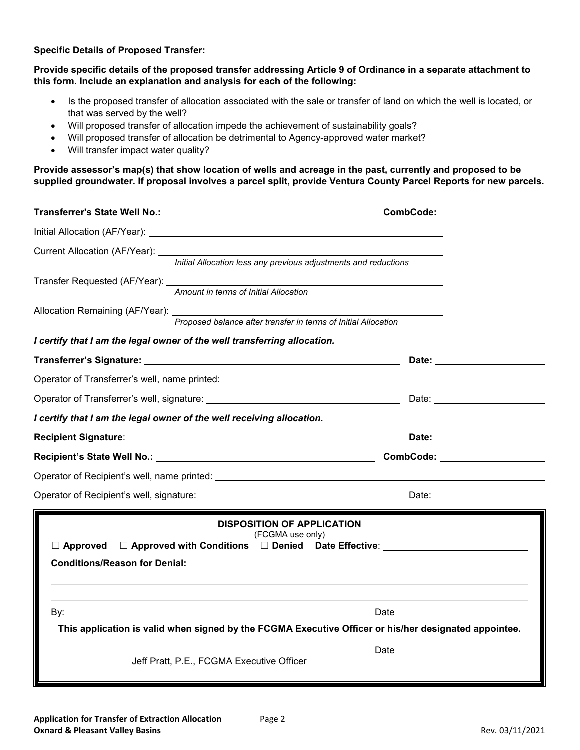**Specific Details of Proposed Transfer:**

**Provide specific details of the proposed transfer addressing Article 9 of Ordinance in a separate attachment to this form. Include an explanation and analysis for each of the following:**

- Is the proposed transfer of allocation associated with the sale or transfer of land on which the well is located, or that was served by the well?
- Will proposed transfer of allocation impede the achievement of sustainability goals?
- Will proposed transfer of allocation be detrimental to Agency-approved water market?
- Will transfer impact water quality?

**Provide assessor's map(s) that show location of wells and acreage in the past, currently and proposed to be supplied groundwater. If proposal involves a parcel split, provide Ventura County Parcel Reports for new parcels.**

**Transferrer's State Well No.:** ______________________ **CombCode:** ______________

Initial Allocation (AF/Year): ______________________

Current Allocation (AF/Year): ______________________
*Initial Allocation less any previous adjustments and reductions*

Transfer Requested (AF/Year): ______________________
*Amount in terms of Initial Allocation*

Allocation Remaining (AF/Year): ______________________
*Proposed balance after transfer in terms of Initial Allocation*

***I certify that I am the legal owner of the well transferring allocation.***

**Transferrer's Signature:** ______________________ **Date:** ______________

Operator of Transferrer's well, name printed: ______________________

Operator of Transferrer's well, signature: ______________________ Date: ______________

***I certify that I am the legal owner of the well receiving allocation.***

**Recipient Signature**: ______________________ **Date:** ______________

**Recipient's State Well No.:** ______________________ **CombCode:** ______________

Operator of Recipient's well, name printed: ______________________

Operator of Recipient's well, signature: ______________________ Date: ______________

**DISPOSITION OF APPLICATION**
(FCGMA use only)

☐ **Approved** ☐ **Approved with Conditions** ☐ **Denied** **Date Effective**: ______________

**Conditions/Reason for Denial:** ______________________

By: ______________________ Date ______________

**This application is valid when signed by the FCGMA Executive Officer or his/her designated appointee.**

______________________ Date ______________
Jeff Pratt, P.E., FCGMA Executive Officer

**Application for Transfer of Extraction Allocation**
**Oxnard & Pleasant Valley Basins**

Rev. 03/11/2021